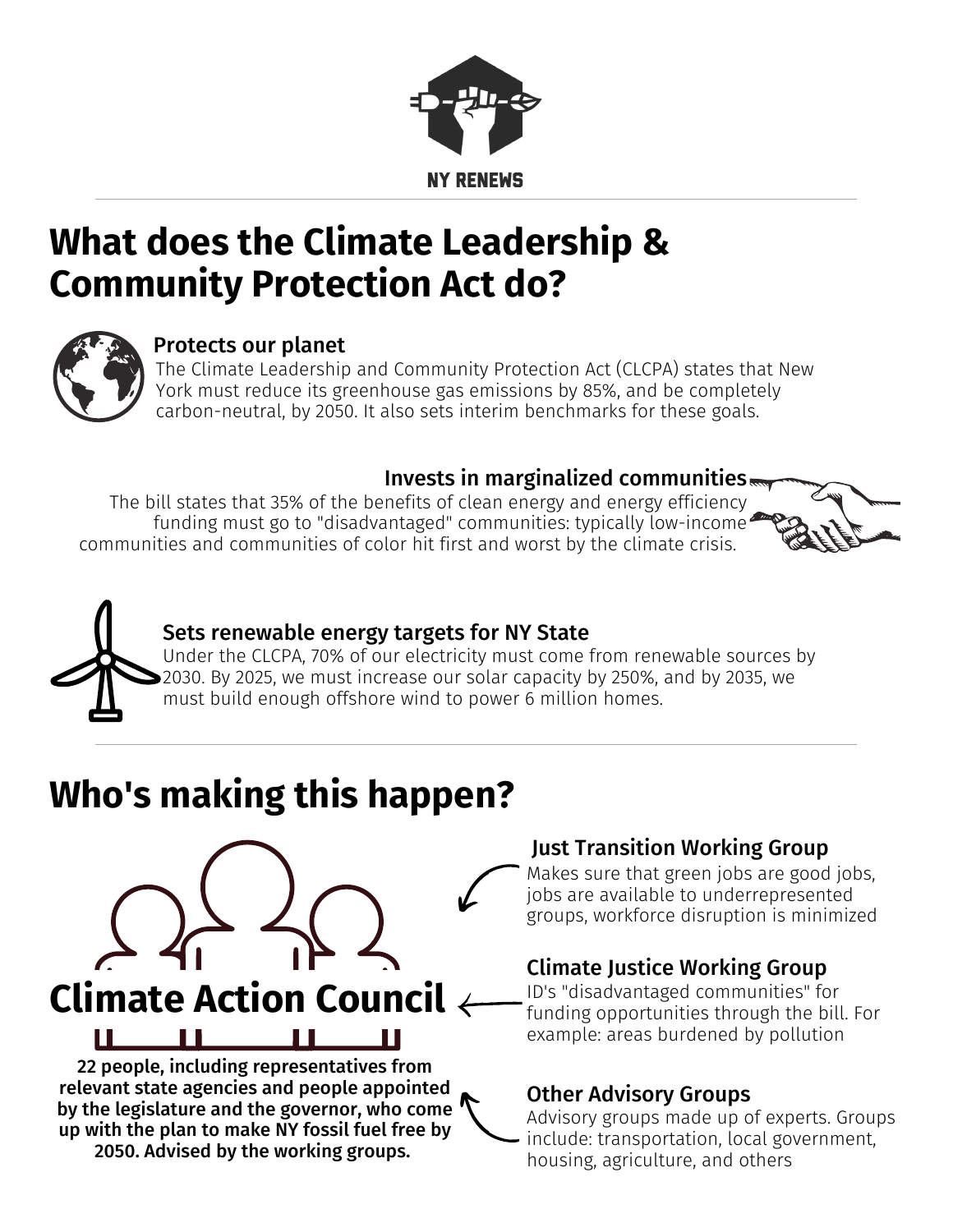NY RENEWS

# What does the Climate Leadership & Community Protection Act do?

### Protects our planet

The Climate Leadership and Community Protection Act (CLCPA) states that New York must reduce its greenhouse gas emissions by 85%, and be completely carbon-neutral, by 2050. It also sets interim benchmarks for these goals.

### Invests in marginalized communities

The bill states that 35% of the benefits of clean energy and energy efficiency funding must go to "disadvantaged" communities: typically low-income communities and communities of color hit first and worst by the climate crisis.

### Sets renewable energy targets for NY State

Under the CLCPA, 70% of our electricity must come from renewable sources by 2030. By 2025, we must increase our solar capacity by 250%, and by 2035, we must build enough offshore wind to power 6 million homes.

# Who's making this happen?

## Climate Action Council

**22 people, including representatives from relevant state agencies and people appointed by the legislature and the governor, who come up with the plan to make NY fossil fuel free by 2050. Advised by the working groups.**

### Just Transition Working Group

Makes sure that green jobs are good jobs, jobs are available to underrepresented groups, workforce disruption is minimized

### Climate Justice Working Group

ID's "disadvantaged communities" for funding opportunities through the bill. For example: areas burdened by pollution

### Other Advisory Groups

Advisory groups made up of experts. Groups include: transportation, local government, housing, agriculture, and others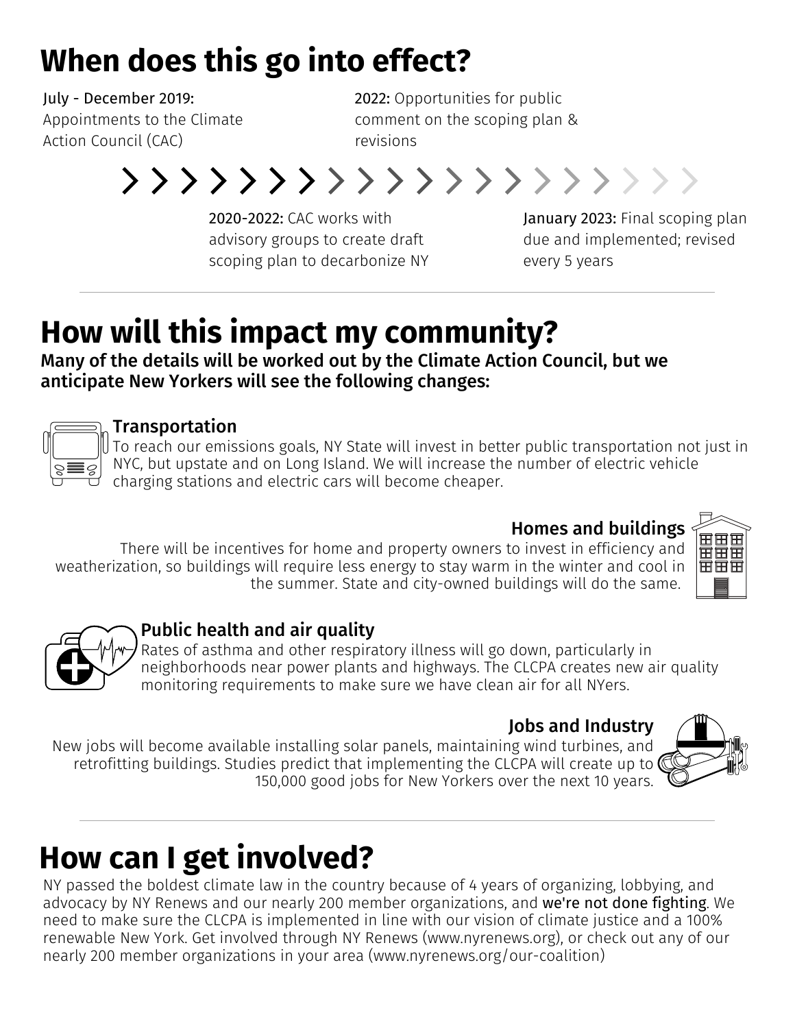# When does this go into effect?

**July - December 2019:** Appointments to the Climate Action Council (CAC)

**2020-2022:** CAC works with advisory groups to create draft scoping plan to decarbonize NY

**2022:** Opportunities for public comment on the scoping plan & revisions

**January 2023:** Final scoping plan due and implemented; revised every 5 years

---

# How will this impact my community?

**Many of the details will be worked out by the Climate Action Council, but we anticipate New Yorkers will see the following changes:**

### Transportation

To reach our emissions goals, NY State will invest in better public transportation not just in NYC, but upstate and on Long Island. We will increase the number of electric vehicle charging stations and electric cars will become cheaper.

### Homes and buildings

There will be incentives for home and property owners to invest in efficiency and weatherization, so buildings will require less energy to stay warm in the winter and cool in the summer. State and city-owned buildings will do the same.

### Public health and air quality

Rates of asthma and other respiratory illness will go down, particularly in neighborhoods near power plants and highways. The CLCPA creates new air quality monitoring requirements to make sure we have clean air for all NYers.

### Jobs and Industry

New jobs will become available installing solar panels, maintaining wind turbines, and retrofitting buildings. Studies predict that implementing the CLCPA will create up to 150,000 good jobs for New Yorkers over the next 10 years.

---

# How can I get involved?

NY passed the boldest climate law in the country because of 4 years of organizing, lobbying, and advocacy by NY Renews and our nearly 200 member organizations, and we're not done fighting. We need to make sure the CLCPA is implemented in line with our vision of climate justice and a 100% renewable New York. Get involved through NY Renews (www.nyrenews.org), or check out any of our nearly 200 member organizations in your area (www.nyrenews.org/our-coalition)